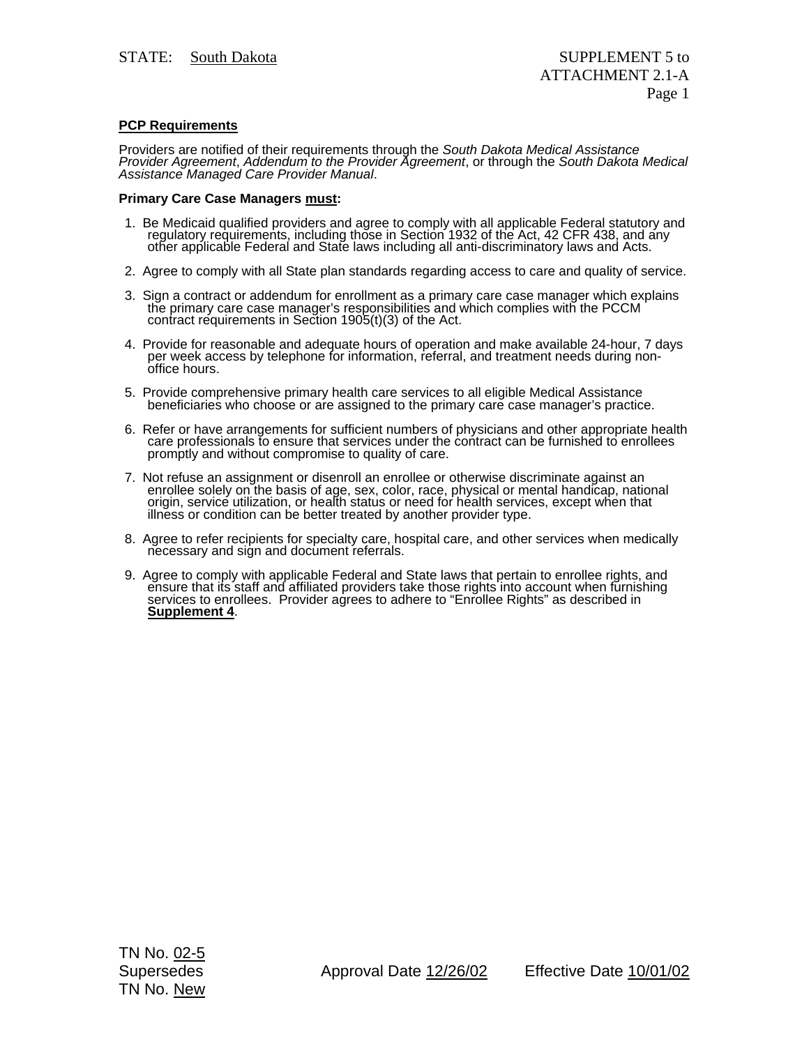STATE: South Dakota

SUPPLEMENT 5 to ATTACHMENT 2.1-A

**PCP Requirements**

Providers are notified of their requirements through the *South Dakota Medical Assistance Provider Agreement*, *Addendum to the Provider Agreement*, or through the *South Dakota Medical Assistance Managed Care Provider Manual*.

**Primary Care Case Managers must:**

1. Be Medicaid qualified providers and agree to comply with all applicable Federal statutory and regulatory requirements, including those in Section 1932 of the Act, 42 CFR 438, and any other applicable Federal and State laws including all anti-discriminatory laws and Acts.

2. Agree to comply with all State plan standards regarding access to care and quality of service.

3. Sign a contract or addendum for enrollment as a primary care case manager which explains the primary care case manager's responsibilities and which complies with the PCCM contract requirements in Section 1905(t)(3) of the Act.

4. Provide for reasonable and adequate hours of operation and make available 24-hour, 7 days per week access by telephone for information, referral, and treatment needs during non-office hours.

5. Provide comprehensive primary health care services to all eligible Medical Assistance beneficiaries who choose or are assigned to the primary care case manager's practice.

6. Refer or have arrangements for sufficient numbers of physicians and other appropriate health care professionals to ensure that services under the contract can be furnished to enrollees promptly and without compromise to quality of care.

7. Not refuse an assignment or disenroll an enrollee or otherwise discriminate against an enrollee solely on the basis of age, sex, color, race, physical or mental handicap, national origin, service utilization, or health status or need for health services, except when that illness or condition can be better treated by another provider type.

8. Agree to refer recipients for specialty care, hospital care, and other services when medically necessary and sign and document referrals.

9. Agree to comply with applicable Federal and State laws that pertain to enrollee rights, and ensure that its staff and affiliated providers take those rights into account when furnishing services to enrollees. Provider agrees to adhere to "Enrollee Rights" as described in **Supplement 4**.

TN No. 02-5
Supersedes
TN No. New

Approval Date 12/26/02

Effective Date 10/01/02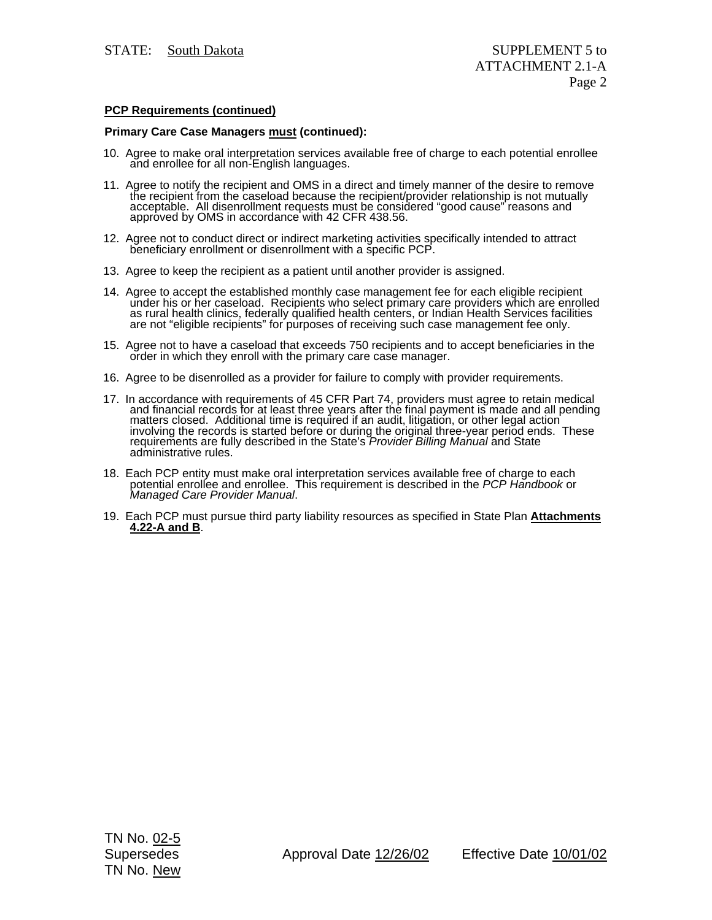STATE: South Dakota

SUPPLEMENT 5 to ATTACHMENT 2.1-A

**PCP Requirements (continued)**

**Primary Care Case Managers must (continued):**

10. Agree to make oral interpretation services available free of charge to each potential enrollee and enrollee for all non-English languages.
11. Agree to notify the recipient and OMS in a direct and timely manner of the desire to remove the recipient from the caseload because the recipient/provider relationship is not mutually acceptable. All disenrollment requests must be considered "good cause" reasons and approved by OMS in accordance with 42 CFR 438.56.
12. Agree not to conduct direct or indirect marketing activities specifically intended to attract beneficiary enrollment or disenrollment with a specific PCP.
13. Agree to keep the recipient as a patient until another provider is assigned.
14. Agree to accept the established monthly case management fee for each eligible recipient under his or her caseload. Recipients who select primary care providers which are enrolled as rural health clinics, federally qualified health centers, or Indian Health Services facilities are not "eligible recipients" for purposes of receiving such case management fee only.
15. Agree not to have a caseload that exceeds 750 recipients and to accept beneficiaries in the order in which they enroll with the primary care case manager.
16. Agree to be disenrolled as a provider for failure to comply with provider requirements.
17. In accordance with requirements of 45 CFR Part 74, providers must agree to retain medical and financial records for at least three years after the final payment is made and all pending matters closed. Additional time is required if an audit, litigation, or other legal action involving the records is started before or during the original three-year period ends. These requirements are fully described in the State's *Provider Billing Manual* and State administrative rules.
18. Each PCP entity must make oral interpretation services available free of charge to each potential enrollee and enrollee. This requirement is described in the *PCP Handbook* or *Managed Care Provider Manual*.
19. Each PCP must pursue third party liability resources as specified in State Plan **Attachments 4.22-A and B**.

TN No. 02-5
Supersedes
TN No. New

Approval Date 12/26/02

Effective Date 10/01/02